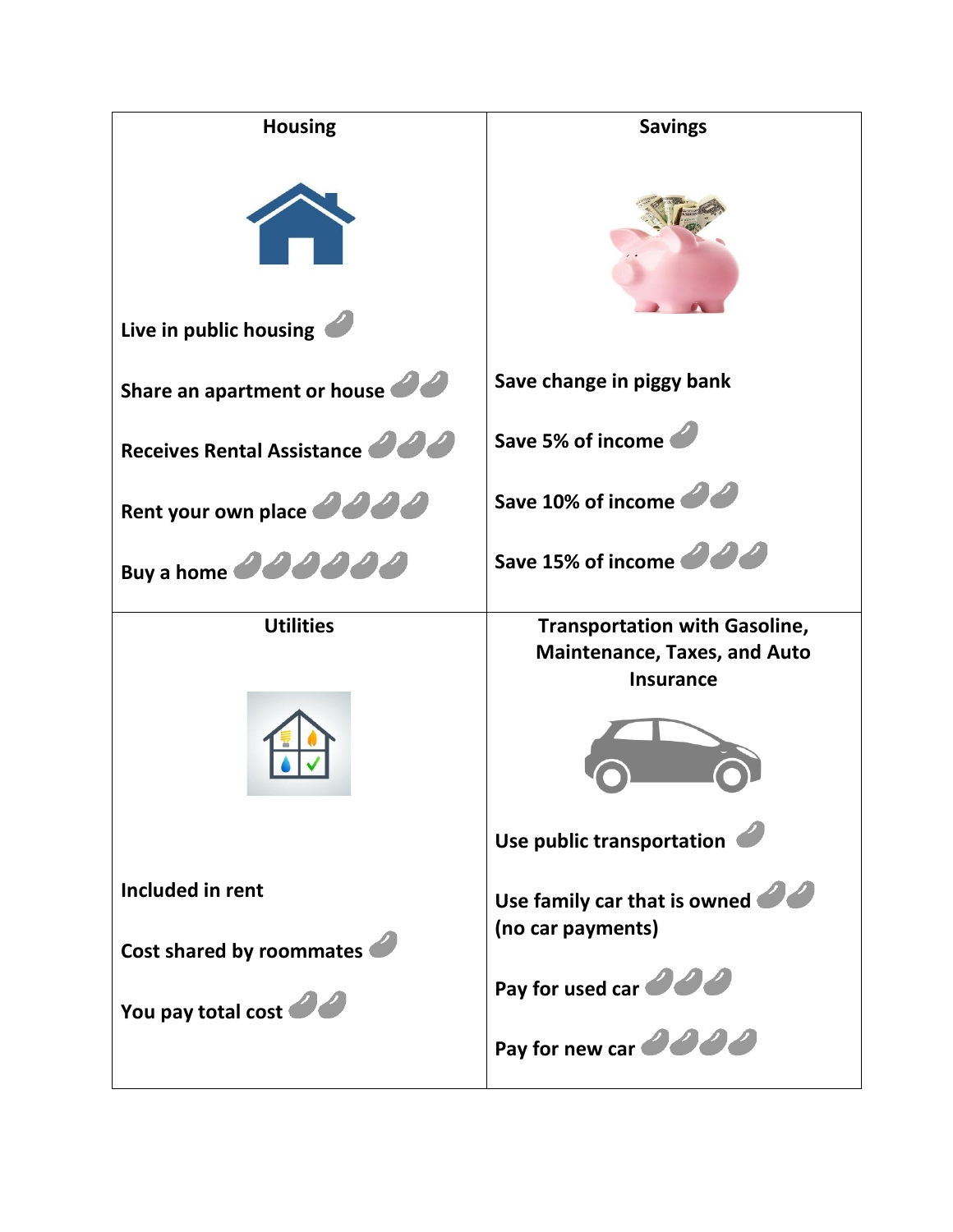## Housing

- Live in public housing 🫘
- Share an apartment or house 🫘🫘
- Receives Rental Assistance 🫘🫘🫘
- Rent your own place 🫘🫘🫘🫘
- Buy a home 🫘🫘🫘🫘🫘🫘

## Savings

- Save change in piggy bank
- Save 5% of income 🫘
- Save 10% of income 🫘🫘
- Save 15% of income 🫘🫘🫘

## Utilities

- Included in rent
- Cost shared by roommates 🫘
- You pay total cost 🫘🫘

## Transportation with Gasoline, Maintenance, Taxes, and Auto Insurance

- Use public transportation 🫘
- Use family car that is owned (no car payments) 🫘🫘
- Pay for used car 🫘🫘🫘
- Pay for new car 🫘🫘🫘🫘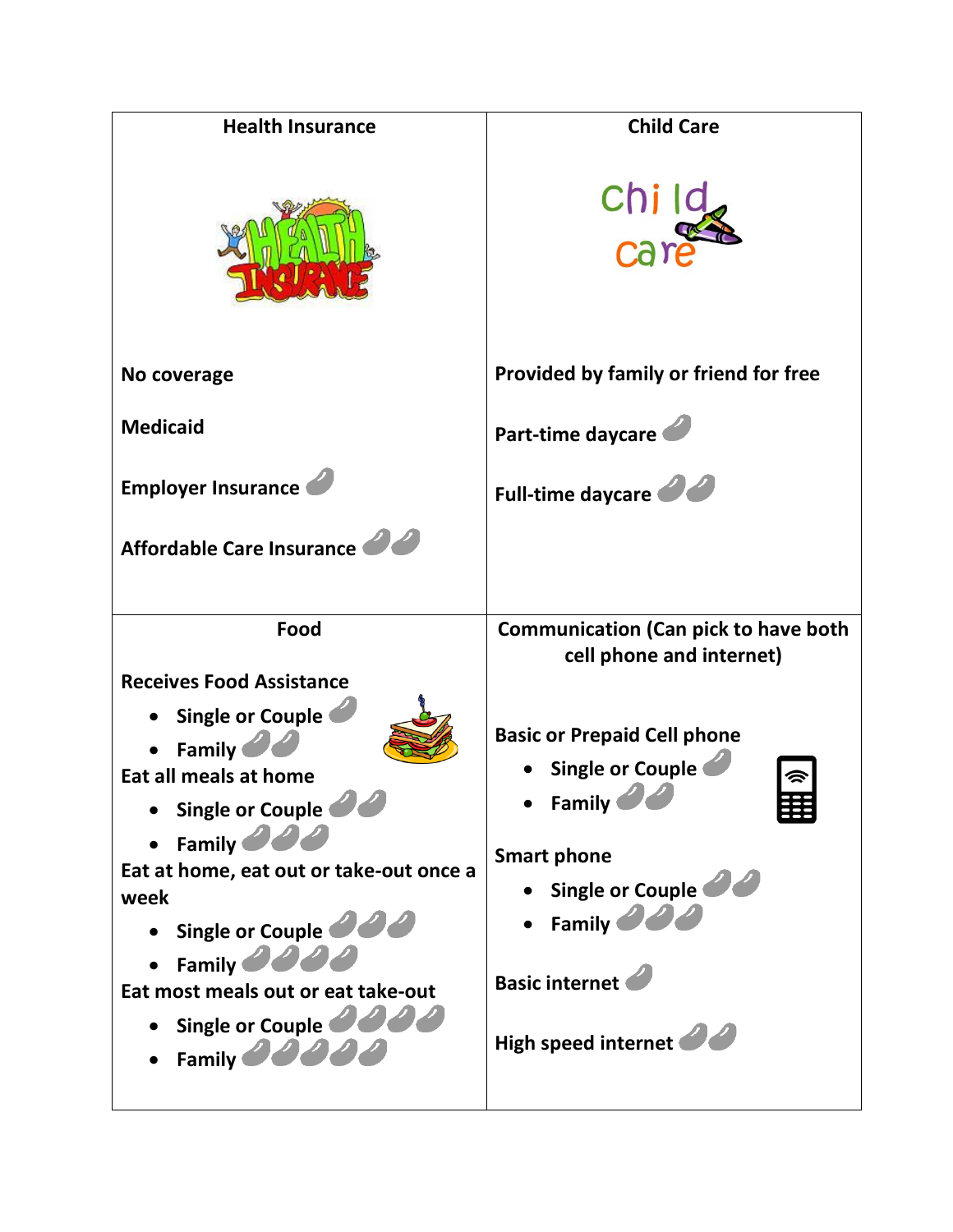### Health Insurance

No coverage

Medicaid

Employer Insurance

Affordable Care Insurance

### Child Care

Provided by family or friend for free

Part-time daycare

Full-time daycare

### Food

**Receives Food Assistance**

- Single or Couple
- Family

**Eat all meals at home**

- Single or Couple
- Family

**Eat at home, eat out or take-out once a week**

- Single or Couple
- Family

**Eat most meals out or eat take-out**

- Single or Couple
- Family

### Communication (Can pick to have both cell phone and internet)

**Basic or Prepaid Cell phone**

- Single or Couple
- Family

**Smart phone**

- Single or Couple
- Family

**Basic internet**

**High speed internet**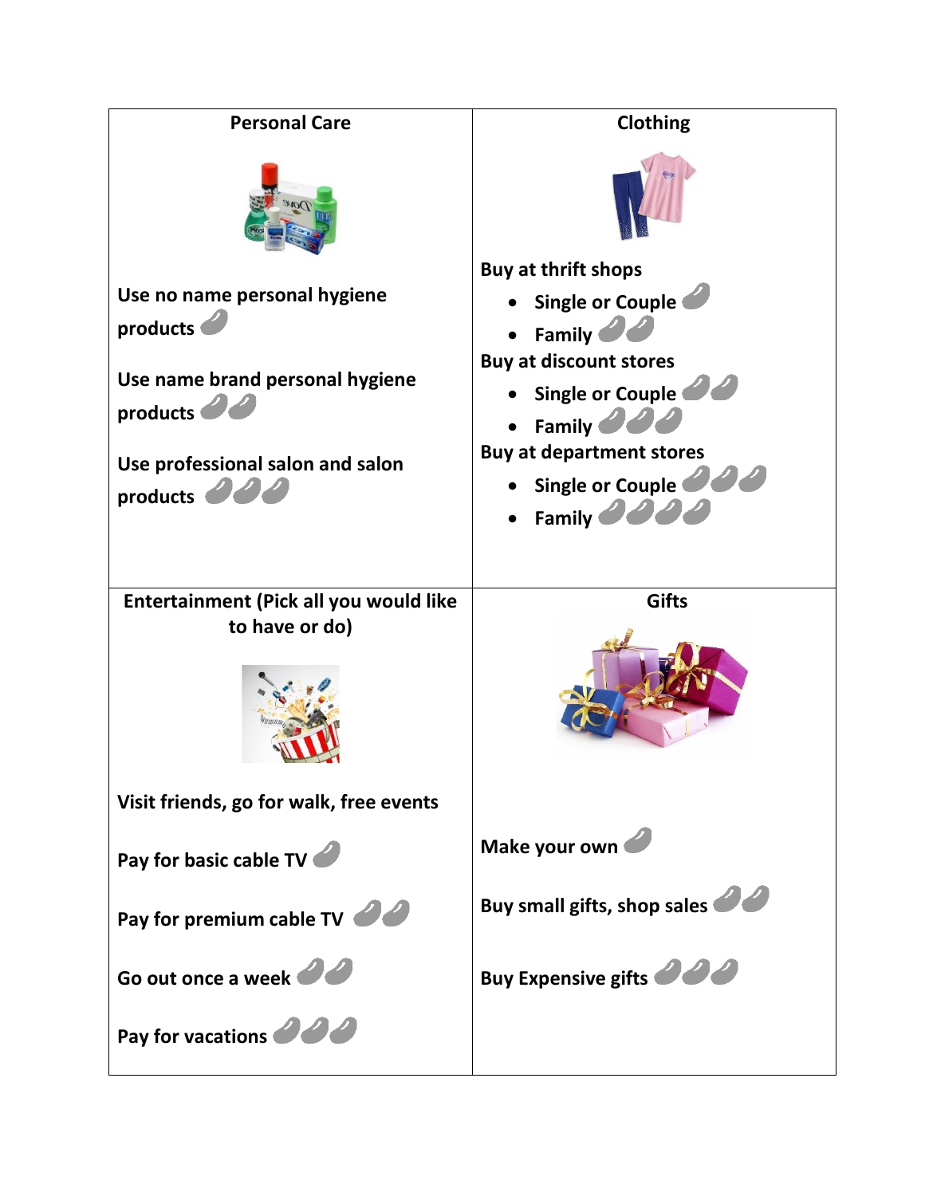| Personal Care | Clothing |
| --- | --- |
| Use no name personal hygiene products<br><br>Use name brand personal hygiene products<br><br>Use professional salon and salon products | Buy at thrift shops<br>• Single or Couple<br>• Family<br>Buy at discount stores<br>• Single or Couple<br>• Family<br>Buy at department stores<br>• Single or Couple<br>• Family |
| **Entertainment (Pick all you would like to have or do)** | **Gifts** |
| Visit friends, go for walk, free events<br><br>Pay for basic cable TV<br><br>Pay for premium cable TV<br><br>Go out once a week<br><br>Pay for vacations | Make your own<br><br>Buy small gifts, shop sales<br><br>Buy Expensive gifts |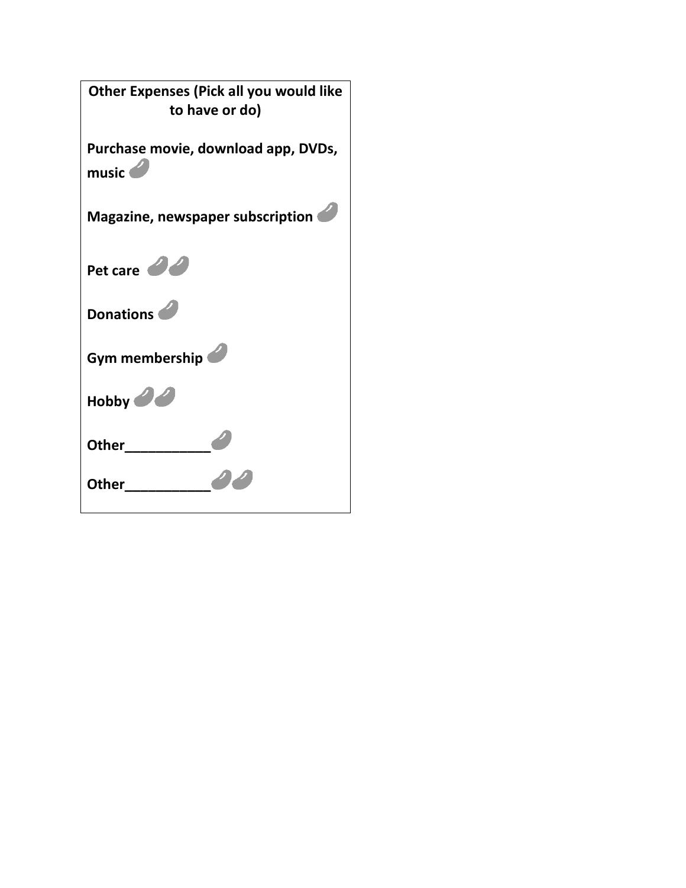**Other Expenses (Pick all you would like to have or do)**

**Purchase movie, download app, DVDs, music**

**Magazine, newspaper subscription**

**Pet care**

**Donations**

**Gym membership**

**Hobby**

**Other___________**

**Other___________**